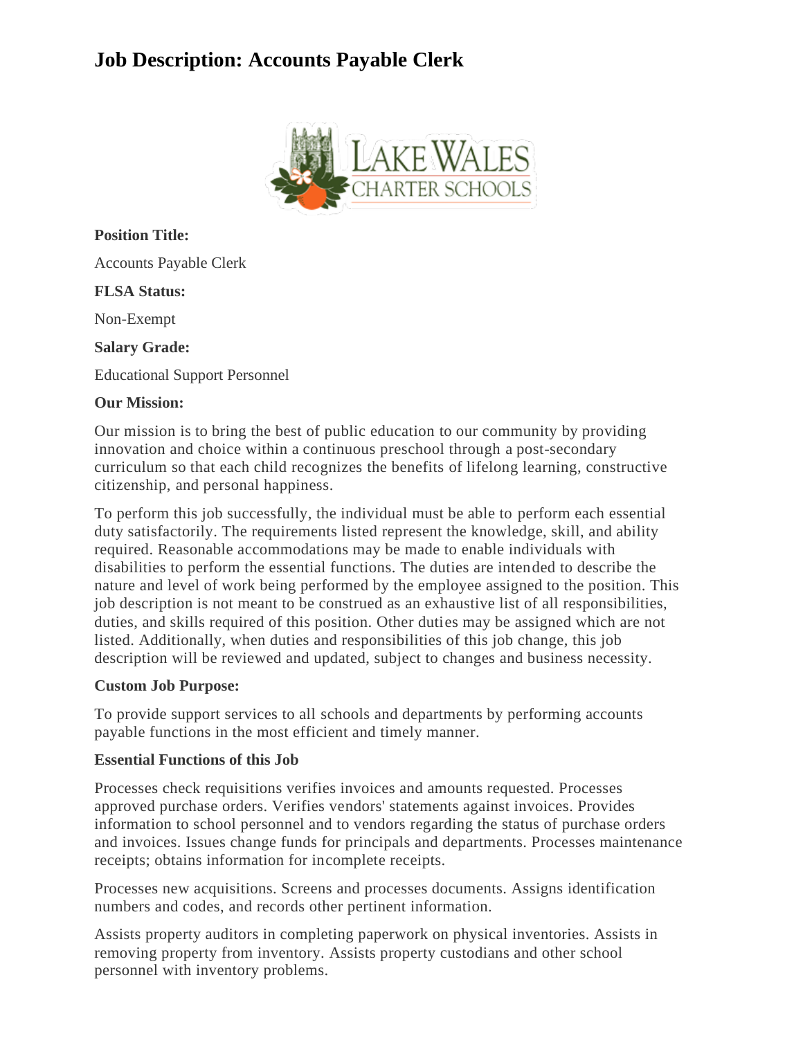# Job Description: Accounts Payable Clerk

**Position Title:**

Accounts Payable Clerk

**FLSA Status:**

Non-Exempt

**Salary Grade:**

Educational Support Personnel

**Our Mission:**

Our mission is to bring the best of public education to our community by providing innovation and choice within a continuous preschool through a post-secondary curriculum so that each child recognizes the benefits of lifelong learning, constructive citizenship, and personal happiness.

To perform this job successfully, the individual must be able to perform each essential duty satisfactorily. The requirements listed represent the knowledge, skill, and ability required. Reasonable accommodations may be made to enable individuals with disabilities to perform the essential functions. The duties are intended to describe the nature and level of work being performed by the employee assigned to the position. This job description is not meant to be construed as an exhaustive list of all responsibilities, duties, and skills required of this position. Other duties may be assigned which are not listed. Additionally, when duties and responsibilities of this job change, this job description will be reviewed and updated, subject to changes and business necessity.

**Custom Job Purpose:**

To provide support services to all schools and departments by performing accounts payable functions in the most efficient and timely manner.

**Essential Functions of this Job**

Processes check requisitions verifies invoices and amounts requested. Processes approved purchase orders. Verifies vendors' statements against invoices. Provides information to school personnel and to vendors regarding the status of purchase orders and invoices. Issues change funds for principals and departments. Processes maintenance receipts; obtains information for incomplete receipts.

Processes new acquisitions. Screens and processes documents. Assigns identification numbers and codes, and records other pertinent information.

Assists property auditors in completing paperwork on physical inventories. Assists in removing property from inventory. Assists property custodians and other school personnel with inventory problems.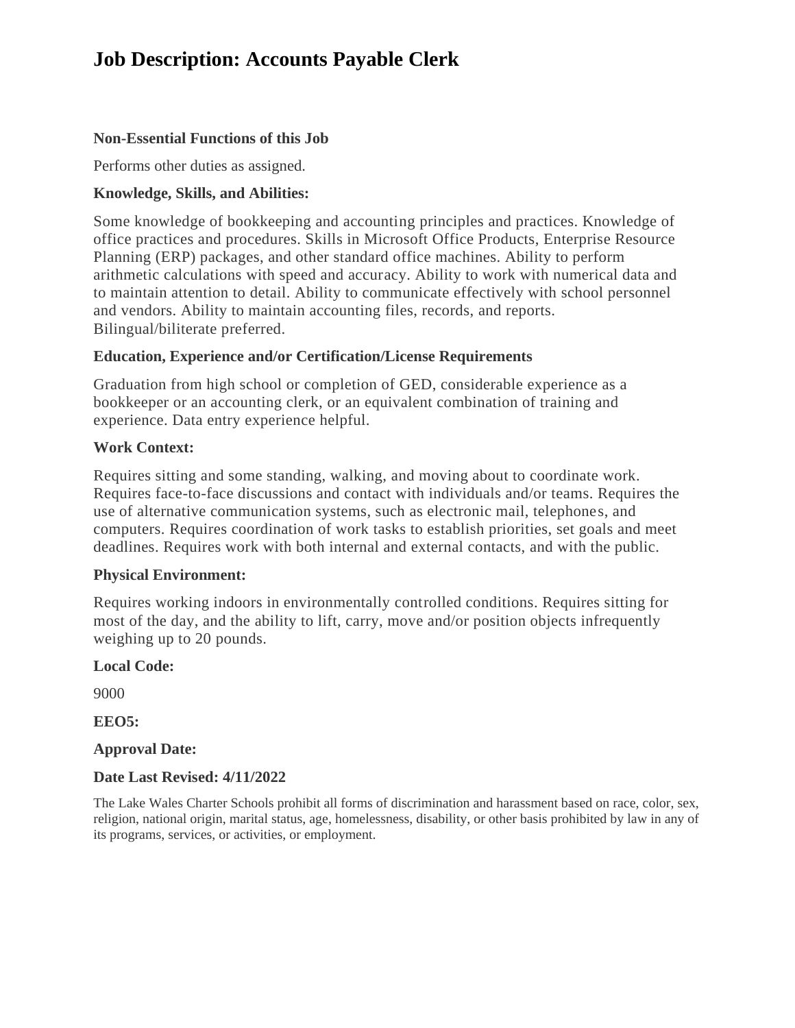# Job Description: Accounts Payable Clerk

**Non-Essential Functions of this Job**

Performs other duties as assigned.

**Knowledge, Skills, and Abilities:**

Some knowledge of bookkeeping and accounting principles and practices. Knowledge of office practices and procedures. Skills in Microsoft Office Products, Enterprise Resource Planning (ERP) packages, and other standard office machines. Ability to perform arithmetic calculations with speed and accuracy. Ability to work with numerical data and to maintain attention to detail. Ability to communicate effectively with school personnel and vendors. Ability to maintain accounting files, records, and reports. Bilingual/biliterate preferred.

**Education, Experience and/or Certification/License Requirements**

Graduation from high school or completion of GED, considerable experience as a bookkeeper or an accounting clerk, or an equivalent combination of training and experience. Data entry experience helpful.

**Work Context:**

Requires sitting and some standing, walking, and moving about to coordinate work. Requires face-to-face discussions and contact with individuals and/or teams. Requires the use of alternative communication systems, such as electronic mail, telephones, and computers. Requires coordination of work tasks to establish priorities, set goals and meet deadlines. Requires work with both internal and external contacts, and with the public.

**Physical Environment:**

Requires working indoors in environmentally controlled conditions. Requires sitting for most of the day, and the ability to lift, carry, move and/or position objects infrequently weighing up to 20 pounds.

**Local Code:**

9000

**EEO5:**

**Approval Date:**

**Date Last Revised: 4/11/2022**

The Lake Wales Charter Schools prohibit all forms of discrimination and harassment based on race, color, sex, religion, national origin, marital status, age, homelessness, disability, or other basis prohibited by law in any of its programs, services, or activities, or employment.